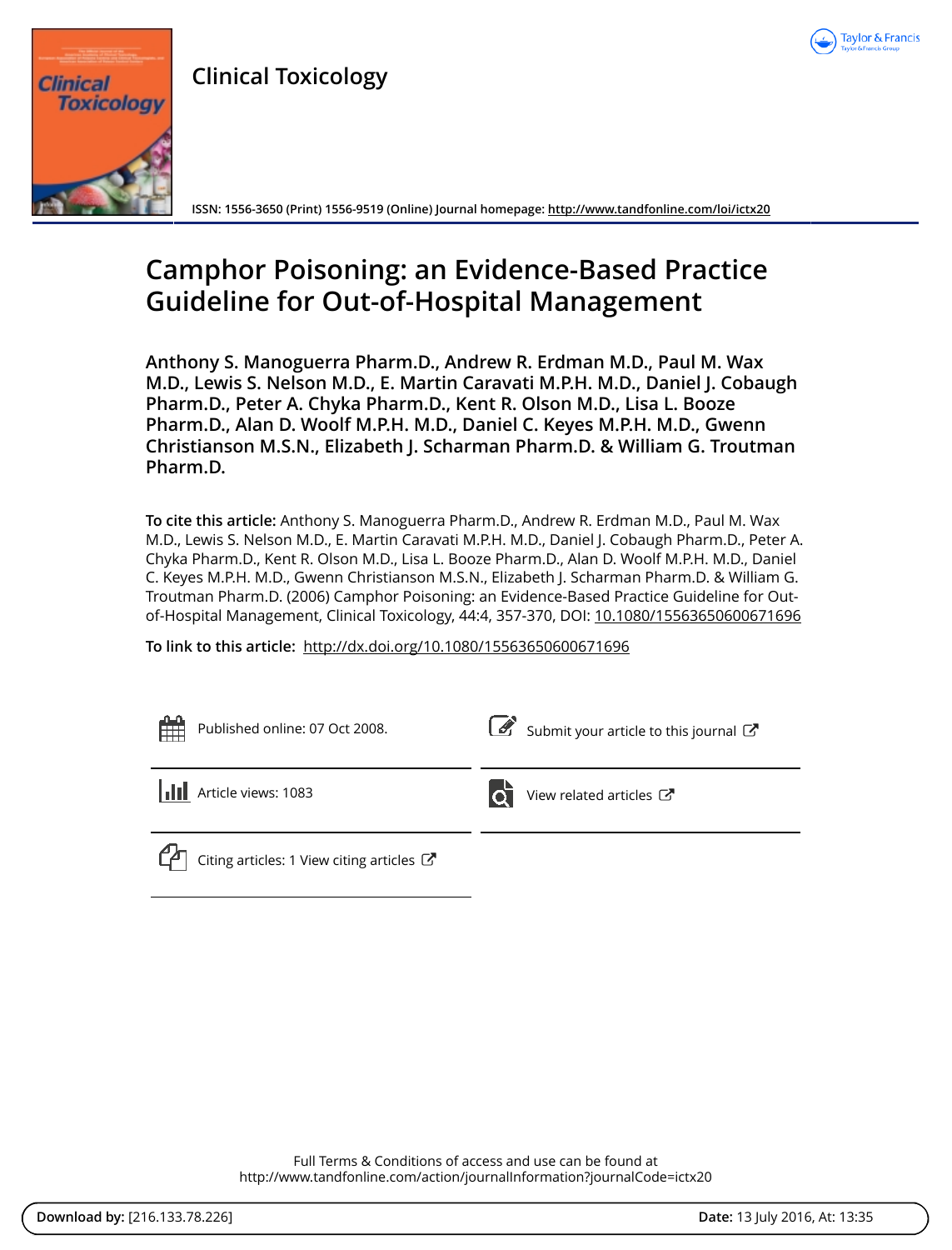# Clinical Toxicology

ISSN: 1556-3650 (Print) 1556-9519 (Online) Journal homepage: http://www.tandfonline.com/loi/ictx20

# Camphor Poisoning: an Evidence-Based Practice Guideline for Out-of-Hospital Management

**Anthony S. Manoguerra Pharm.D., Andrew R. Erdman M.D., Paul M. Wax M.D., Lewis S. Nelson M.D., E. Martin Caravati M.P.H. M.D., Daniel J. Cobaugh Pharm.D., Peter A. Chyka Pharm.D., Kent R. Olson M.D., Lisa L. Booze Pharm.D., Alan D. Woolf M.P.H. M.D., Daniel C. Keyes M.P.H. M.D., Gwenn Christianson M.S.N., Elizabeth J. Scharman Pharm.D. & William G. Troutman Pharm.D.**

**To cite this article:** Anthony S. Manoguerra Pharm.D., Andrew R. Erdman M.D., Paul M. Wax M.D., Lewis S. Nelson M.D., E. Martin Caravati M.P.H. M.D., Daniel J. Cobaugh Pharm.D., Peter A. Chyka Pharm.D., Kent R. Olson M.D., Lisa L. Booze Pharm.D., Alan D. Woolf M.P.H. M.D., Daniel C. Keyes M.P.H. M.D., Gwenn Christianson M.S.N., Elizabeth J. Scharman Pharm.D. & William G. Troutman Pharm.D. (2006) Camphor Poisoning: an Evidence-Based Practice Guideline for Out-of-Hospital Management, Clinical Toxicology, 44:4, 357-370, DOI: 10.1080/15563650600671696

**To link to this article:** http://dx.doi.org/10.1080/15563650600671696

Published online: 07 Oct 2008.

Submit your article to this journal

Article views: 1083

View related articles

Citing articles: 1 View citing articles

Full Terms & Conditions of access and use can be found at
http://www.tandfonline.com/action/journalInformation?journalCode=ictx20

**Download by:** [216.133.78.226] **Date:** 13 July 2016, At: 13:35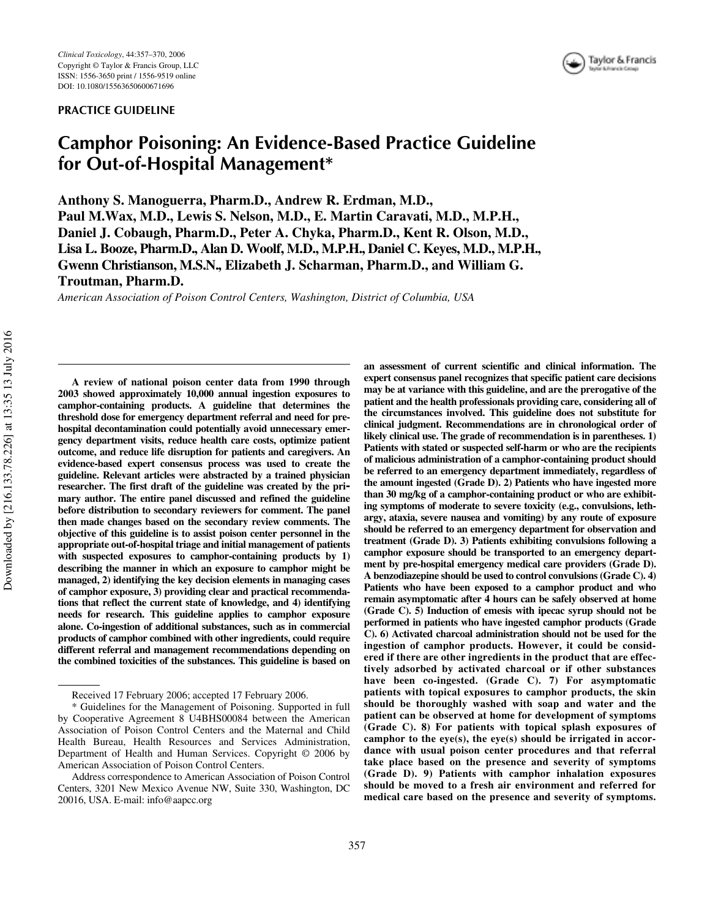PRACTICE GUIDELINE

# Camphor Poisoning: An Evidence-Based Practice Guideline for Out-of-Hospital Management*

**Anthony S. Manoguerra, Pharm.D., Andrew R. Erdman, M.D., Paul M.Wax, M.D., Lewis S. Nelson, M.D., E. Martin Caravati, M.D., M.P.H., Daniel J. Cobaugh, Pharm.D., Peter A. Chyka, Pharm.D., Kent R. Olson, M.D., Lisa L. Booze, Pharm.D., Alan D. Woolf, M.D., M.P.H., Daniel C. Keyes, M.D., M.P.H., Gwenn Christianson, M.S.N., Elizabeth J. Scharman, Pharm.D., and William G. Troutman, Pharm.D.**

*American Association of Poison Control Centers, Washington, District of Columbia, USA*

**A review of national poison center data from 1990 through 2003 showed approximately 10,000 annual ingestion exposures to camphor-containing products. A guideline that determines the threshold dose for emergency department referral and need for prehospital decontamination could potentially avoid unnecessary emergency department visits, reduce health care costs, optimize patient outcome, and reduce life disruption for patients and caregivers. An evidence-based expert consensus process was used to create the guideline. Relevant articles were abstracted by a trained physician researcher. The first draft of the guideline was created by the primary author. The entire panel discussed and refined the guideline before distribution to secondary reviewers for comment. The panel then made changes based on the secondary review comments. The objective of this guideline is to assist poison center personnel in the appropriate out-of-hospital triage and initial management of patients with suspected exposures to camphor-containing products by 1) describing the manner in which an exposure to camphor might be managed, 2) identifying the key decision elements in managing cases of camphor exposure, 3) providing clear and practical recommendations that reflect the current state of knowledge, and 4) identifying needs for research. This guideline applies to camphor exposure alone. Co-ingestion of additional substances, such as in commercial products of camphor combined with other ingredients, could require different referral and management recommendations depending on the combined toxicities of the substances. This guideline is based on an assessment of current scientific and clinical information. The expert consensus panel recognizes that specific patient care decisions may be at variance with this guideline, and are the prerogative of the patient and the health professionals providing care, considering all of the circumstances involved. This guideline does not substitute for clinical judgment. Recommendations are in chronological order of likely clinical use. The grade of recommendation is in parentheses. 1) Patients with stated or suspected self-harm or who are the recipients of malicious administration of a camphor-containing product should be referred to an emergency department immediately, regardless of the amount ingested (Grade D). 2) Patients who have ingested more than 30 mg/kg of a camphor-containing product or who are exhibiting symptoms of moderate to severe toxicity (e.g., convulsions, lethargy, ataxia, severe nausea and vomiting) by any route of exposure should be referred to an emergency department for observation and treatment (Grade D). 3) Patients exhibiting convulsions following a camphor exposure should be transported to an emergency department by pre-hospital emergency medical care providers (Grade D). A benzodiazepine should be used to control convulsions (Grade C). 4) Patients who have been exposed to a camphor product and who remain asymptomatic after 4 hours can be safely observed at home (Grade C). 5) Induction of emesis with ipecac syrup should not be performed in patients who have ingested camphor products (Grade C). 6) Activated charcoal administration should not be used for the ingestion of camphor products. However, it could be considered if there are other ingredients in the product that are effectively adsorbed by activated charcoal or if other substances have been co-ingested. (Grade C). 7) For asymptomatic patients with topical exposures to camphor products, the skin should be thoroughly washed with soap and water and the patient can be observed at home for development of symptoms (Grade C). 8) For patients with topical splash exposures of camphor to the eye(s), the eye(s) should be irrigated in accordance with usual poison center procedures and that referral take place based on the presence and severity of symptoms (Grade D). 9) Patients with camphor inhalation exposures should be moved to a fresh air environment and referred for medical care based on the presence and severity of symptoms.**

Received 17 February 2006; accepted 17 February 2006.

\* Guidelines for the Management of Poisoning. Supported in full by Cooperative Agreement 8 U4BHS00084 between the American Association of Poison Control Centers and the Maternal and Child Health Bureau, Health Resources and Services Administration, Department of Health and Human Services. Copyright © 2006 by American Association of Poison Control Centers.

Address correspondence to American Association of Poison Control Centers, 3201 New Mexico Avenue NW, Suite 330, Washington, DC 20016, USA. E-mail: info@aapcc.org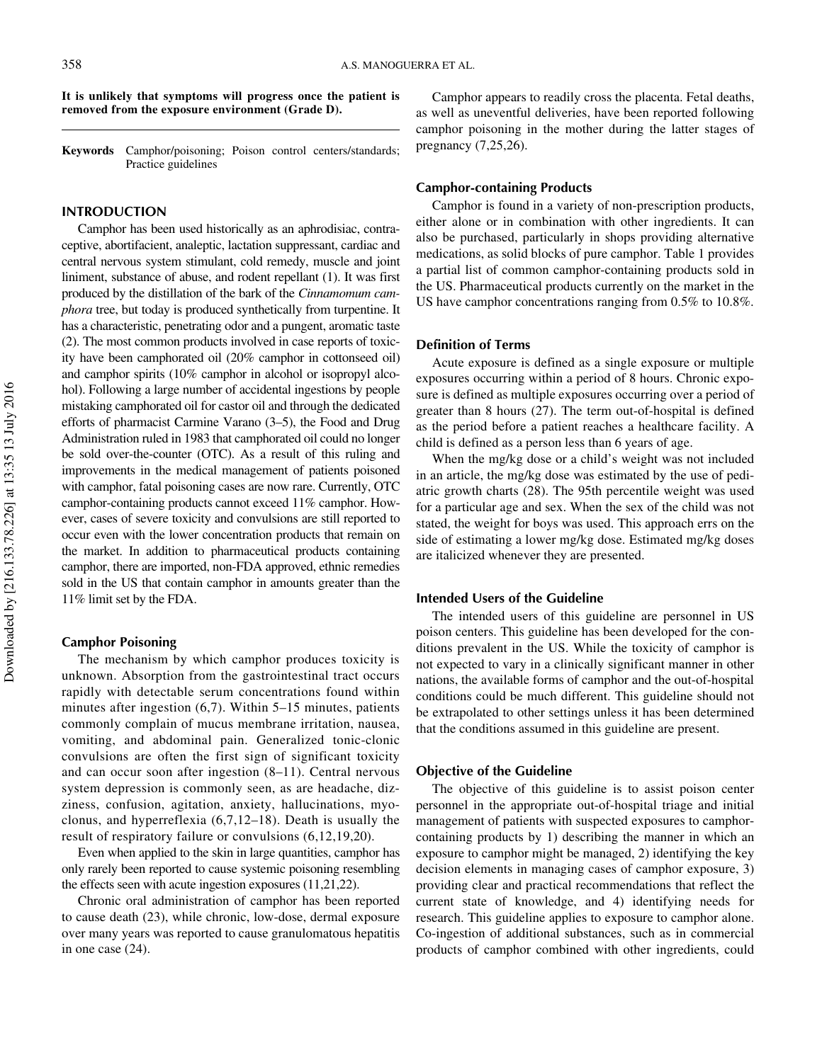**It is unlikely that symptoms will progress once the patient is removed from the exposure environment (Grade D).**

**Keywords** Camphor/poisoning; Poison control centers/standards; Practice guidelines

## INTRODUCTION

Camphor has been used historically as an aphrodisiac, contraceptive, abortifacient, analeptic, lactation suppressant, cardiac and central nervous system stimulant, cold remedy, muscle and joint liniment, substance of abuse, and rodent repellant (1). It was first produced by the distillation of the bark of the *Cinnamomum camphora* tree, but today is produced synthetically from turpentine. It has a characteristic, penetrating odor and a pungent, aromatic taste (2). The most common products involved in case reports of toxicity have been camphorated oil (20% camphor in cottonseed oil) and camphor spirits (10% camphor in alcohol or isopropyl alcohol). Following a large number of accidental ingestions by people mistaking camphorated oil for castor oil and through the dedicated efforts of pharmacist Carmine Varano (3–5), the Food and Drug Administration ruled in 1983 that camphorated oil could no longer be sold over-the-counter (OTC). As a result of this ruling and improvements in the medical management of patients poisoned with camphor, fatal poisoning cases are now rare. Currently, OTC camphor-containing products cannot exceed 11% camphor. However, cases of severe toxicity and convulsions are still reported to occur even with the lower concentration products that remain on the market. In addition to pharmaceutical products containing camphor, there are imported, non-FDA approved, ethnic remedies sold in the US that contain camphor in amounts greater than the 11% limit set by the FDA.

### Camphor Poisoning

The mechanism by which camphor produces toxicity is unknown. Absorption from the gastrointestinal tract occurs rapidly with detectable serum concentrations found within minutes after ingestion (6,7). Within 5–15 minutes, patients commonly complain of mucus membrane irritation, nausea, vomiting, and abdominal pain. Generalized tonic-clonic convulsions are often the first sign of significant toxicity and can occur soon after ingestion (8–11). Central nervous system depression is commonly seen, as are headache, dizziness, confusion, agitation, anxiety, hallucinations, myoclonus, and hyperreflexia (6,7,12–18). Death is usually the result of respiratory failure or convulsions (6,12,19,20).

Even when applied to the skin in large quantities, camphor has only rarely been reported to cause systemic poisoning resembling the effects seen with acute ingestion exposures (11,21,22).

Chronic oral administration of camphor has been reported to cause death (23), while chronic, low-dose, dermal exposure over many years was reported to cause granulomatous hepatitis in one case (24).

Camphor appears to readily cross the placenta. Fetal deaths, as well as uneventful deliveries, have been reported following camphor poisoning in the mother during the latter stages of pregnancy (7,25,26).

### Camphor-containing Products

Camphor is found in a variety of non-prescription products, either alone or in combination with other ingredients. It can also be purchased, particularly in shops providing alternative medications, as solid blocks of pure camphor. Table 1 provides a partial list of common camphor-containing products sold in the US. Pharmaceutical products currently on the market in the US have camphor concentrations ranging from 0.5% to 10.8%.

### Definition of Terms

Acute exposure is defined as a single exposure or multiple exposures occurring within a period of 8 hours. Chronic exposure is defined as multiple exposures occurring over a period of greater than 8 hours (27). The term out-of-hospital is defined as the period before a patient reaches a healthcare facility. A child is defined as a person less than 6 years of age.

When the mg/kg dose or a child's weight was not included in an article, the mg/kg dose was estimated by the use of pediatric growth charts (28). The 95th percentile weight was used for a particular age and sex. When the sex of the child was not stated, the weight for boys was used. This approach errs on the side of estimating a lower mg/kg dose. Estimated mg/kg doses are italicized whenever they are presented.

### Intended Users of the Guideline

The intended users of this guideline are personnel in US poison centers. This guideline has been developed for the conditions prevalent in the US. While the toxicity of camphor is not expected to vary in a clinically significant manner in other nations, the available forms of camphor and the out-of-hospital conditions could be much different. This guideline should not be extrapolated to other settings unless it has been determined that the conditions assumed in this guideline are present.

### Objective of the Guideline

The objective of this guideline is to assist poison center personnel in the appropriate out-of-hospital triage and initial management of patients with suspected exposures to camphor-containing products by 1) describing the manner in which an exposure to camphor might be managed, 2) identifying the key decision elements in managing cases of camphor exposure, 3) providing clear and practical recommendations that reflect the current state of knowledge, and 4) identifying needs for research. This guideline applies to exposure to camphor alone. Co-ingestion of additional substances, such as in commercial products of camphor combined with other ingredients, could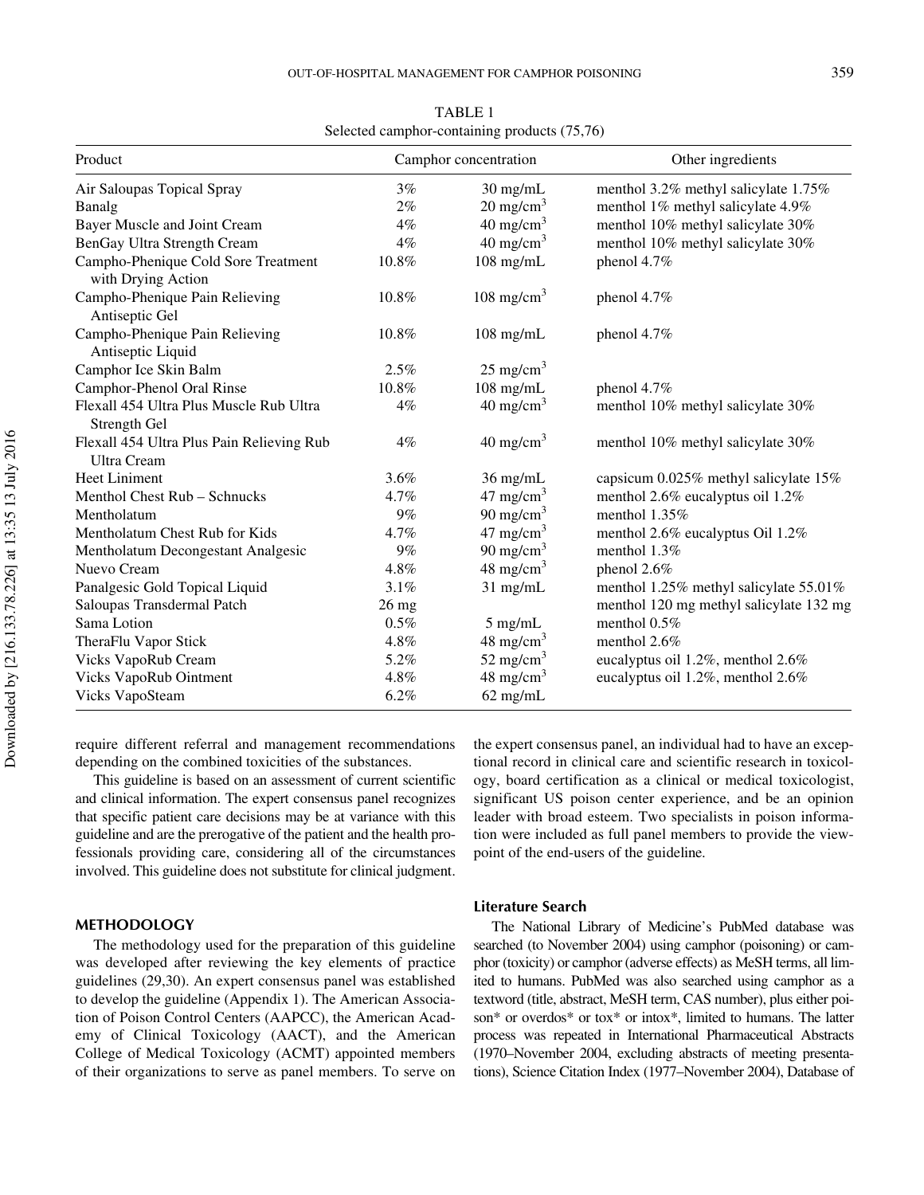TABLE 1
Selected camphor-containing products (75,76)

| Product | Camphor concentration | | Other ingredients |
|---|---|---|---|
| Air Saloupas Topical Spray | 3% | 30 mg/mL | menthol 3.2% methyl salicylate 1.75% |
| Banalg | 2% | 20 mg/cm$^3$ | menthol 1% methyl salicylate 4.9% |
| Bayer Muscle and Joint Cream | 4% | 40 mg/cm$^3$ | menthol 10% methyl salicylate 30% |
| BenGay Ultra Strength Cream | 4% | 40 mg/cm$^3$ | menthol 10% methyl salicylate 30% |
| Campho-Phenique Cold Sore Treatment with Drying Action | 10.8% | 108 mg/mL | phenol 4.7% |
| Campho-Phenique Pain Relieving Antiseptic Gel | 10.8% | 108 mg/cm$^3$ | phenol 4.7% |
| Campho-Phenique Pain Relieving Antiseptic Liquid | 10.8% | 108 mg/mL | phenol 4.7% |
| Camphor Ice Skin Balm | 2.5% | 25 mg/cm$^3$ | |
| Camphor-Phenol Oral Rinse | 10.8% | 108 mg/mL | phenol 4.7% |
| Flexall 454 Ultra Plus Muscle Rub Ultra Strength Gel | 4% | 40 mg/cm$^3$ | menthol 10% methyl salicylate 30% |
| Flexall 454 Ultra Plus Pain Relieving Rub Ultra Cream | 4% | 40 mg/cm$^3$ | menthol 10% methyl salicylate 30% |
| Heet Liniment | 3.6% | 36 mg/mL | capsicum 0.025% methyl salicylate 15% |
| Menthol Chest Rub – Schnucks | 4.7% | 47 mg/cm$^3$ | menthol 2.6% eucalyptus oil 1.2% |
| Mentholatum | 9% | 90 mg/cm$^3$ | menthol 1.35% |
| Mentholatum Chest Rub for Kids | 4.7% | 47 mg/cm$^3$ | menthol 2.6% eucalyptus Oil 1.2% |
| Mentholatum Decongestant Analgesic | 9% | 90 mg/cm$^3$ | menthol 1.3% |
| Nuevo Cream | 4.8% | 48 mg/cm$^3$ | phenol 2.6% |
| Panalgesic Gold Topical Liquid | 3.1% | 31 mg/mL | menthol 1.25% methyl salicylate 55.01% |
| Saloupas Transdermal Patch | 26 mg | | menthol 120 mg methyl salicylate 132 mg |
| Sama Lotion | 0.5% | 5 mg/mL | menthol 0.5% |
| TheraFlu Vapor Stick | 4.8% | 48 mg/cm$^3$ | menthol 2.6% |
| Vicks VapoRub Cream | 5.2% | 52 mg/cm$^3$ | eucalyptus oil 1.2%, menthol 2.6% |
| Vicks VapoRub Ointment | 4.8% | 48 mg/cm$^3$ | eucalyptus oil 1.2%, menthol 2.6% |
| Vicks VapoSteam | 6.2% | 62 mg/mL | |

require different referral and management recommendations depending on the combined toxicities of the substances.

This guideline is based on an assessment of current scientific and clinical information. The expert consensus panel recognizes that specific patient care decisions may be at variance with this guideline and are the prerogative of the patient and the health professionals providing care, considering all of the circumstances involved. This guideline does not substitute for clinical judgment.

## METHODOLOGY

The methodology used for the preparation of this guideline was developed after reviewing the key elements of practice guidelines (29,30). An expert consensus panel was established to develop the guideline (Appendix 1). The American Association of Poison Control Centers (AAPCC), the American Academy of Clinical Toxicology (AACT), and the American College of Medical Toxicology (ACMT) appointed members of their organizations to serve as panel members. To serve on the expert consensus panel, an individual had to have an exceptional record in clinical care and scientific research in toxicology, board certification as a clinical or medical toxicologist, significant US poison center experience, and be an opinion leader with broad esteem. Two specialists in poison information were included as full panel members to provide the viewpoint of the end-users of the guideline.

### Literature Search

The National Library of Medicine's PubMed database was searched (to November 2004) using camphor (poisoning) or camphor (toxicity) or camphor (adverse effects) as MeSH terms, all limited to humans. PubMed was also searched using camphor as a textword (title, abstract, MeSH term, CAS number), plus either poison* or overdos* or tox* or intox*, limited to humans. The latter process was repeated in International Pharmaceutical Abstracts (1970–November 2004, excluding abstracts of meeting presentations), Science Citation Index (1977–November 2004), Database of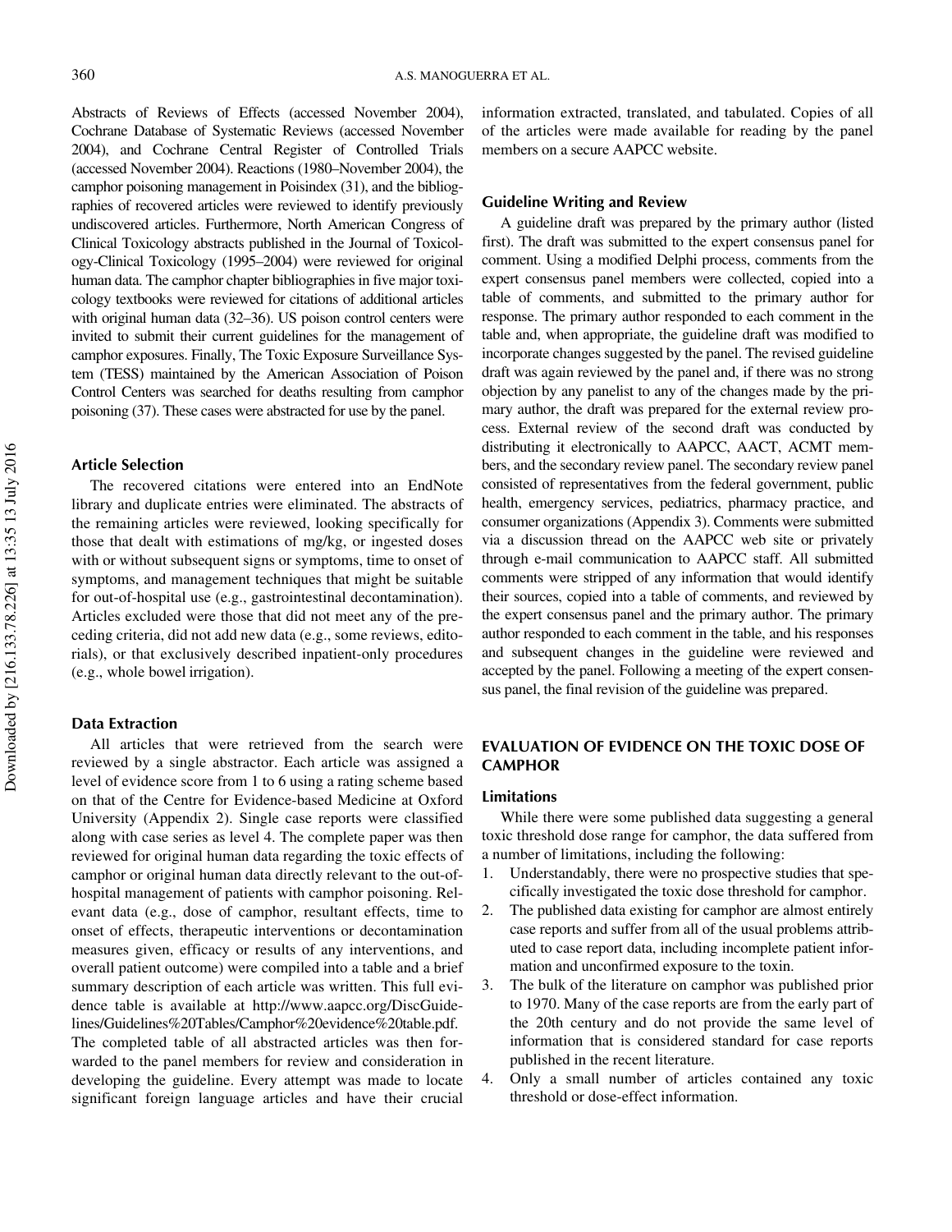Abstracts of Reviews of Effects (accessed November 2004), Cochrane Database of Systematic Reviews (accessed November 2004), and Cochrane Central Register of Controlled Trials (accessed November 2004). Reactions (1980–November 2004), the camphor poisoning management in Poisindex (31), and the bibliographies of recovered articles were reviewed to identify previously undiscovered articles. Furthermore, North American Congress of Clinical Toxicology abstracts published in the Journal of Toxicology-Clinical Toxicology (1995–2004) were reviewed for original human data. The camphor chapter bibliographies in five major toxicology textbooks were reviewed for citations of additional articles with original human data (32–36). US poison control centers were invited to submit their current guidelines for the management of camphor exposures. Finally, The Toxic Exposure Surveillance System (TESS) maintained by the American Association of Poison Control Centers was searched for deaths resulting from camphor poisoning (37). These cases were abstracted for use by the panel.

### Article Selection

The recovered citations were entered into an EndNote library and duplicate entries were eliminated. The abstracts of the remaining articles were reviewed, looking specifically for those that dealt with estimations of mg/kg, or ingested doses with or without subsequent signs or symptoms, time to onset of symptoms, and management techniques that might be suitable for out-of-hospital use (e.g., gastrointestinal decontamination). Articles excluded were those that did not meet any of the preceding criteria, did not add new data (e.g., some reviews, editorials), or that exclusively described inpatient-only procedures (e.g., whole bowel irrigation).

### Data Extraction

All articles that were retrieved from the search were reviewed by a single abstractor. Each article was assigned a level of evidence score from 1 to 6 using a rating scheme based on that of the Centre for Evidence-based Medicine at Oxford University (Appendix 2). Single case reports were classified along with case series as level 4. The complete paper was then reviewed for original human data regarding the toxic effects of camphor or original human data directly relevant to the out-of-hospital management of patients with camphor poisoning. Relevant data (e.g., dose of camphor, resultant effects, time to onset of effects, therapeutic interventions or decontamination measures given, efficacy or results of any interventions, and overall patient outcome) were compiled into a table and a brief summary description of each article was written. This full evidence table is available at http://www.aapcc.org/DiscGuidelines/Guidelines%20Tables/Camphor%20evidence%20table.pdf. The completed table of all abstracted articles was then forwarded to the panel members for review and consideration in developing the guideline. Every attempt was made to locate significant foreign language articles and have their crucial information extracted, translated, and tabulated. Copies of all of the articles were made available for reading by the panel members on a secure AAPCC website.

### Guideline Writing and Review

A guideline draft was prepared by the primary author (listed first). The draft was submitted to the expert consensus panel for comment. Using a modified Delphi process, comments from the expert consensus panel members were collected, copied into a table of comments, and submitted to the primary author for response. The primary author responded to each comment in the table and, when appropriate, the guideline draft was modified to incorporate changes suggested by the panel. The revised guideline draft was again reviewed by the panel and, if there was no strong objection by any panelist to any of the changes made by the primary author, the draft was prepared for the external review process. External review of the second draft was conducted by distributing it electronically to AAPCC, AACT, ACMT members, and the secondary review panel. The secondary review panel consisted of representatives from the federal government, public health, emergency services, pediatrics, pharmacy practice, and consumer organizations (Appendix 3). Comments were submitted via a discussion thread on the AAPCC web site or privately through e-mail communication to AAPCC staff. All submitted comments were stripped of any information that would identify their sources, copied into a table of comments, and reviewed by the expert consensus panel and the primary author. The primary author responded to each comment in the table, and his responses and subsequent changes in the guideline were reviewed and accepted by the panel. Following a meeting of the expert consensus panel, the final revision of the guideline was prepared.

## EVALUATION OF EVIDENCE ON THE TOXIC DOSE OF CAMPHOR

### Limitations

While there were some published data suggesting a general toxic threshold dose range for camphor, the data suffered from a number of limitations, including the following:

1. Understandably, there were no prospective studies that specifically investigated the toxic dose threshold for camphor.
2. The published data existing for camphor are almost entirely case reports and suffer from all of the usual problems attributed to case report data, including incomplete patient information and unconfirmed exposure to the toxin.
3. The bulk of the literature on camphor was published prior to 1970. Many of the case reports are from the early part of the 20th century and do not provide the same level of information that is considered standard for case reports published in the recent literature.
4. Only a small number of articles contained any toxic threshold or dose-effect information.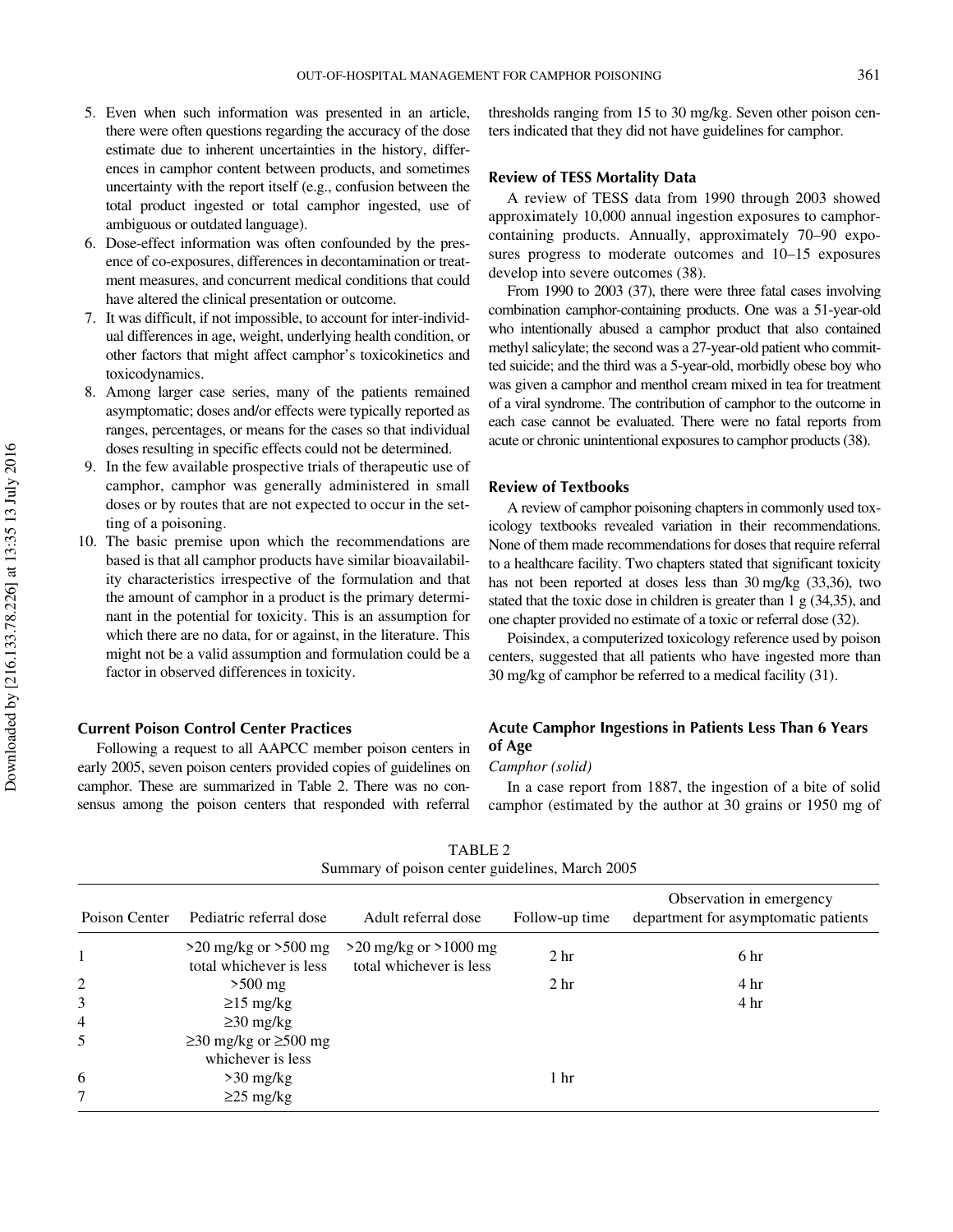5. Even when such information was presented in an article, there were often questions regarding the accuracy of the dose estimate due to inherent uncertainties in the history, differences in camphor content between products, and sometimes uncertainty with the report itself (e.g., confusion between the total product ingested or total camphor ingested, use of ambiguous or outdated language).
6. Dose-effect information was often confounded by the presence of co-exposures, differences in decontamination or treatment measures, and concurrent medical conditions that could have altered the clinical presentation or outcome.
7. It was difficult, if not impossible, to account for inter-individual differences in age, weight, underlying health condition, or other factors that might affect camphor's toxicokinetics and toxicodynamics.
8. Among larger case series, many of the patients remained asymptomatic; doses and/or effects were typically reported as ranges, percentages, or means for the cases so that individual doses resulting in specific effects could not be determined.
9. In the few available prospective trials of therapeutic use of camphor, camphor was generally administered in small doses or by routes that are not expected to occur in the setting of a poisoning.
10. The basic premise upon which the recommendations are based is that all camphor products have similar bioavailability characteristics irrespective of the formulation and that the amount of camphor in a product is the primary determinant in the potential for toxicity. This is an assumption for which there are no data, for or against, in the literature. This might not be a valid assumption and formulation could be a factor in observed differences in toxicity.

### Current Poison Control Center Practices

Following a request to all AAPCC member poison centers in early 2005, seven poison centers provided copies of guidelines on camphor. These are summarized in Table 2. There was no consensus among the poison centers that responded with referral thresholds ranging from 15 to 30 mg/kg. Seven other poison centers indicated that they did not have guidelines for camphor.

### Review of TESS Mortality Data

A review of TESS data from 1990 through 2003 showed approximately 10,000 annual ingestion exposures to camphor-containing products. Annually, approximately 70–90 exposures progress to moderate outcomes and 10–15 exposures develop into severe outcomes (38).

From 1990 to 2003 (37), there were three fatal cases involving combination camphor-containing products. One was a 51-year-old who intentionally abused a camphor product that also contained methyl salicylate; the second was a 27-year-old patient who committed suicide; and the third was a 5-year-old, morbidly obese boy who was given a camphor and menthol cream mixed in tea for treatment of a viral syndrome. The contribution of camphor to the outcome in each case cannot be evaluated. There were no fatal reports from acute or chronic unintentional exposures to camphor products (38).

### Review of Textbooks

A review of camphor poisoning chapters in commonly used toxicology textbooks revealed variation in their recommendations. None of them made recommendations for doses that require referral to a healthcare facility. Two chapters stated that significant toxicity has not been reported at doses less than 30 mg/kg (33,36), two stated that the toxic dose in children is greater than 1 g (34,35), and one chapter provided no estimate of a toxic or referral dose (32).

Poisindex, a computerized toxicology reference used by poison centers, suggested that all patients who have ingested more than 30 mg/kg of camphor be referred to a medical facility (31).

### Acute Camphor Ingestions in Patients Less Than 6 Years of Age

*Camphor (solid)*

In a case report from 1887, the ingestion of a bite of solid camphor (estimated by the author at 30 grains or 1950 mg of

TABLE 2
Summary of poison center guidelines, March 2005

| Poison Center | Pediatric referral dose | Adult referral dose | Follow-up time | Observation in emergency department for asymptomatic patients |
|---|---|---|---|---|
| 1 | >20 mg/kg or >500 mg total whichever is less | >20 mg/kg or >1000 mg total whichever is less | 2 hr | 6 hr |
| 2 | >500 mg | | 2 hr | 4 hr |
| 3 | ≥15 mg/kg | | | 4 hr |
| 4 | ≥30 mg/kg | | | |
| 5 | ≥30 mg/kg or ≥500 mg whichever is less | | | |
| 6 | >30 mg/kg | | 1 hr | |
| 7 | ≥25 mg/kg | | | |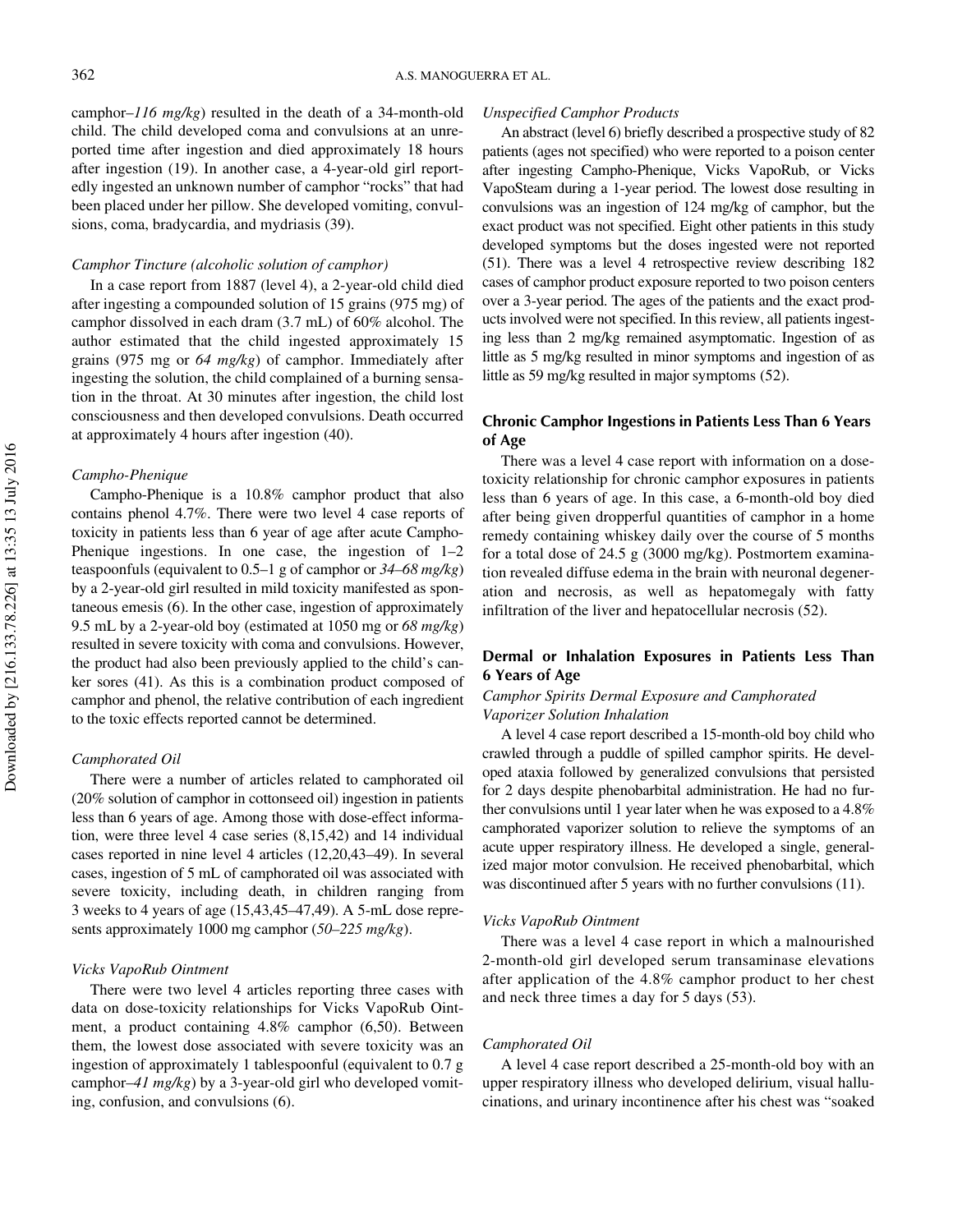camphor–*116 mg/kg*) resulted in the death of a 34-month-old child. The child developed coma and convulsions at an unreported time after ingestion and died approximately 18 hours after ingestion (19). In another case, a 4-year-old girl reportedly ingested an unknown number of camphor "rocks" that had been placed under her pillow. She developed vomiting, convulsions, coma, bradycardia, and mydriasis (39).

*Camphor Tincture (alcoholic solution of camphor)*

In a case report from 1887 (level 4), a 2-year-old child died after ingesting a compounded solution of 15 grains (975 mg) of camphor dissolved in each dram (3.7 mL) of 60% alcohol. The author estimated that the child ingested approximately 15 grains (975 mg or *64 mg/kg*) of camphor. Immediately after ingesting the solution, the child complained of a burning sensation in the throat. At 30 minutes after ingestion, the child lost consciousness and then developed convulsions. Death occurred at approximately 4 hours after ingestion (40).

*Campho-Phenique*

Campho-Phenique is a 10.8% camphor product that also contains phenol 4.7%. There were two level 4 case reports of toxicity in patients less than 6 year of age after acute Campho-Phenique ingestions. In one case, the ingestion of 1–2 teaspoonfuls (equivalent to 0.5–1 g of camphor or *34–68 mg/kg*) by a 2-year-old girl resulted in mild toxicity manifested as spontaneous emesis (6). In the other case, ingestion of approximately 9.5 mL by a 2-year-old boy (estimated at 1050 mg or *68 mg/kg*) resulted in severe toxicity with coma and convulsions. However, the product had also been previously applied to the child's canker sores (41). As this is a combination product composed of camphor and phenol, the relative contribution of each ingredient to the toxic effects reported cannot be determined.

*Camphorated Oil*

There were a number of articles related to camphorated oil (20% solution of camphor in cottonseed oil) ingestion in patients less than 6 years of age. Among those with dose-effect information, were three level 4 case series (8,15,42) and 14 individual cases reported in nine level 4 articles (12,20,43–49). In several cases, ingestion of 5 mL of camphorated oil was associated with severe toxicity, including death, in children ranging from 3 weeks to 4 years of age (15,43,45–47,49). A 5-mL dose represents approximately 1000 mg camphor (*50–225 mg/kg*).

*Vicks VapoRub Ointment*

There were two level 4 articles reporting three cases with data on dose-toxicity relationships for Vicks VapoRub Ointment, a product containing 4.8% camphor (6,50). Between them, the lowest dose associated with severe toxicity was an ingestion of approximately 1 tablespoonful (equivalent to 0.7 g camphor–*41 mg/kg*) by a 3-year-old girl who developed vomiting, confusion, and convulsions (6).

*Unspecified Camphor Products*

An abstract (level 6) briefly described a prospective study of 82 patients (ages not specified) who were reported to a poison center after ingesting Campho-Phenique, Vicks VapoRub, or Vicks VapoSteam during a 1-year period. The lowest dose resulting in convulsions was an ingestion of 124 mg/kg of camphor, but the exact product was not specified. Eight other patients in this study developed symptoms but the doses ingested were not reported (51). There was a level 4 retrospective review describing 182 cases of camphor product exposure reported to two poison centers over a 3-year period. The ages of the patients and the exact products involved were not specified. In this review, all patients ingesting less than 2 mg/kg remained asymptomatic. Ingestion of as little as 5 mg/kg resulted in minor symptoms and ingestion of as little as 59 mg/kg resulted in major symptoms (52).

## Chronic Camphor Ingestions in Patients Less Than 6 Years of Age

There was a level 4 case report with information on a dose-toxicity relationship for chronic camphor exposures in patients less than 6 years of age. In this case, a 6-month-old boy died after being given dropperful quantities of camphor in a home remedy containing whiskey daily over the course of 5 months for a total dose of 24.5 g (3000 mg/kg). Postmortem examination revealed diffuse edema in the brain with neuronal degeneration and necrosis, as well as hepatomegaly with fatty infiltration of the liver and hepatocellular necrosis (52).

## Dermal or Inhalation Exposures in Patients Less Than 6 Years of Age

*Camphor Spirits Dermal Exposure and Camphorated Vaporizer Solution Inhalation*

A level 4 case report described a 15-month-old boy child who crawled through a puddle of spilled camphor spirits. He developed ataxia followed by generalized convulsions that persisted for 2 days despite phenobarbital administration. He had no further convulsions until 1 year later when he was exposed to a 4.8% camphorated vaporizer solution to relieve the symptoms of an acute upper respiratory illness. He developed a single, generalized major motor convulsion. He received phenobarbital, which was discontinued after 5 years with no further convulsions (11).

*Vicks VapoRub Ointment*

There was a level 4 case report in which a malnourished 2-month-old girl developed serum transaminase elevations after application of the 4.8% camphor product to her chest and neck three times a day for 5 days (53).

*Camphorated Oil*

A level 4 case report described a 25-month-old boy with an upper respiratory illness who developed delirium, visual hallucinations, and urinary incontinence after his chest was "soaked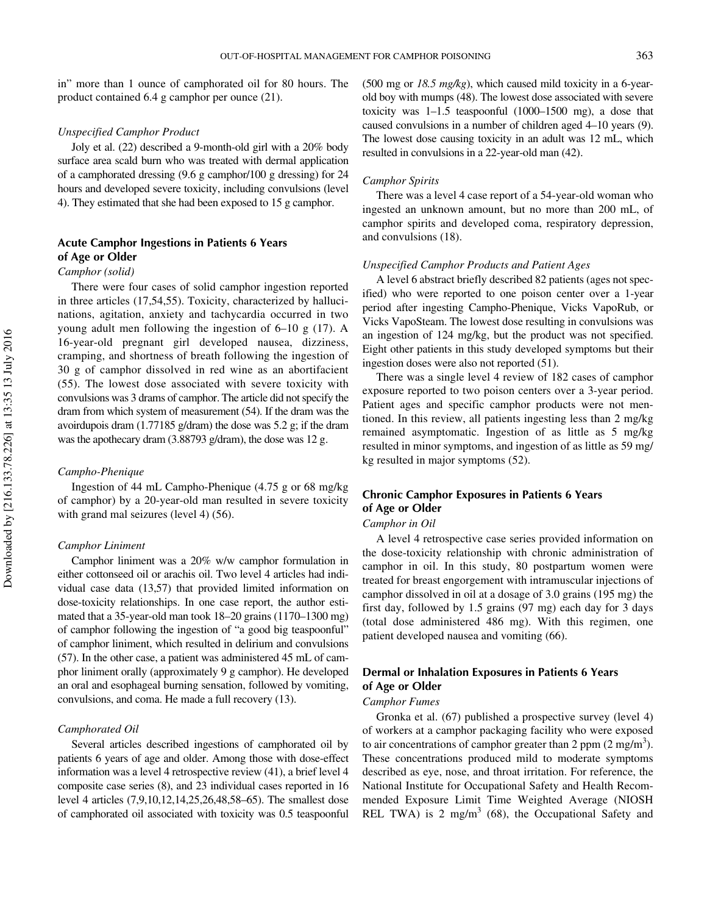in" more than 1 ounce of camphorated oil for 80 hours. The product contained 6.4 g camphor per ounce (21).

*Unspecified Camphor Product*

Joly et al. (22) described a 9-month-old girl with a 20% body surface area scald burn who was treated with dermal application of a camphorated dressing (9.6 g camphor/100 g dressing) for 24 hours and developed severe toxicity, including convulsions (level 4). They estimated that she had been exposed to 15 g camphor.

### Acute Camphor Ingestions in Patients 6 Years of Age or Older

*Camphor (solid)*

There were four cases of solid camphor ingestion reported in three articles (17,54,55). Toxicity, characterized by hallucinations, agitation, anxiety and tachycardia occurred in two young adult men following the ingestion of 6–10 g (17). A 16-year-old pregnant girl developed nausea, dizziness, cramping, and shortness of breath following the ingestion of 30 g of camphor dissolved in red wine as an abortifacient (55). The lowest dose associated with severe toxicity with convulsions was 3 drams of camphor. The article did not specify the dram from which system of measurement (54). If the dram was the avoirdupois dram (1.77185 g/dram) the dose was 5.2 g; if the dram was the apothecary dram (3.88793 g/dram), the dose was 12 g.

*Campho-Phenique*

Ingestion of 44 mL Campho-Phenique (4.75 g or 68 mg/kg of camphor) by a 20-year-old man resulted in severe toxicity with grand mal seizures (level 4) (56).

*Camphor Liniment*

Camphor liniment was a 20% w/w camphor formulation in either cottonseed oil or arachis oil. Two level 4 articles had individual case data (13,57) that provided limited information on dose-toxicity relationships. In one case report, the author estimated that a 35-year-old man took 18–20 grains (1170–1300 mg) of camphor following the ingestion of "a good big teaspoonful" of camphor liniment, which resulted in delirium and convulsions (57). In the other case, a patient was administered 45 mL of camphor liniment orally (approximately 9 g camphor). He developed an oral and esophageal burning sensation, followed by vomiting, convulsions, and coma. He made a full recovery (13).

*Camphorated Oil*

Several articles described ingestions of camphorated oil by patients 6 years of age and older. Among those with dose-effect information was a level 4 retrospective review (41), a brief level 4 composite case series (8), and 23 individual cases reported in 16 level 4 articles (7,9,10,12,14,25,26,48,58–65). The smallest dose of camphorated oil associated with toxicity was 0.5 teaspoonful (500 mg or *18.5 mg/kg*), which caused mild toxicity in a 6-year-old boy with mumps (48). The lowest dose associated with severe toxicity was 1–1.5 teaspoonful (1000–1500 mg), a dose that caused convulsions in a number of children aged 4–10 years (9). The lowest dose causing toxicity in an adult was 12 mL, which resulted in convulsions in a 22-year-old man (42).

*Camphor Spirits*

There was a level 4 case report of a 54-year-old woman who ingested an unknown amount, but no more than 200 mL, of camphor spirits and developed coma, respiratory depression, and convulsions (18).

*Unspecified Camphor Products and Patient Ages*

A level 6 abstract briefly described 82 patients (ages not specified) who were reported to one poison center over a 1-year period after ingesting Campho-Phenique, Vicks VapoRub, or Vicks VapoSteam. The lowest dose resulting in convulsions was an ingestion of 124 mg/kg, but the product was not specified. Eight other patients in this study developed symptoms but their ingestion doses were also not reported (51).

There was a single level 4 review of 182 cases of camphor exposure reported to two poison centers over a 3-year period. Patient ages and specific camphor products were not mentioned. In this review, all patients ingesting less than 2 mg/kg remained asymptomatic. Ingestion of as little as 5 mg/kg resulted in minor symptoms, and ingestion of as little as 59 mg/kg resulted in major symptoms (52).

### Chronic Camphor Exposures in Patients 6 Years of Age or Older

*Camphor in Oil*

A level 4 retrospective case series provided information on the dose-toxicity relationship with chronic administration of camphor in oil. In this study, 80 postpartum women were treated for breast engorgement with intramuscular injections of camphor dissolved in oil at a dosage of 3.0 grains (195 mg) the first day, followed by 1.5 grains (97 mg) each day for 3 days (total dose administered 486 mg). With this regimen, one patient developed nausea and vomiting (66).

### Dermal or Inhalation Exposures in Patients 6 Years of Age or Older

*Camphor Fumes*

Gronka et al. (67) published a prospective survey (level 4) of workers at a camphor packaging facility who were exposed to air concentrations of camphor greater than 2 ppm (2 mg/m$^3$). These concentrations produced mild to moderate symptoms described as eye, nose, and throat irritation. For reference, the National Institute for Occupational Safety and Health Recommended Exposure Limit Time Weighted Average (NIOSH REL TWA) is 2 mg/m$^3$ (68), the Occupational Safety and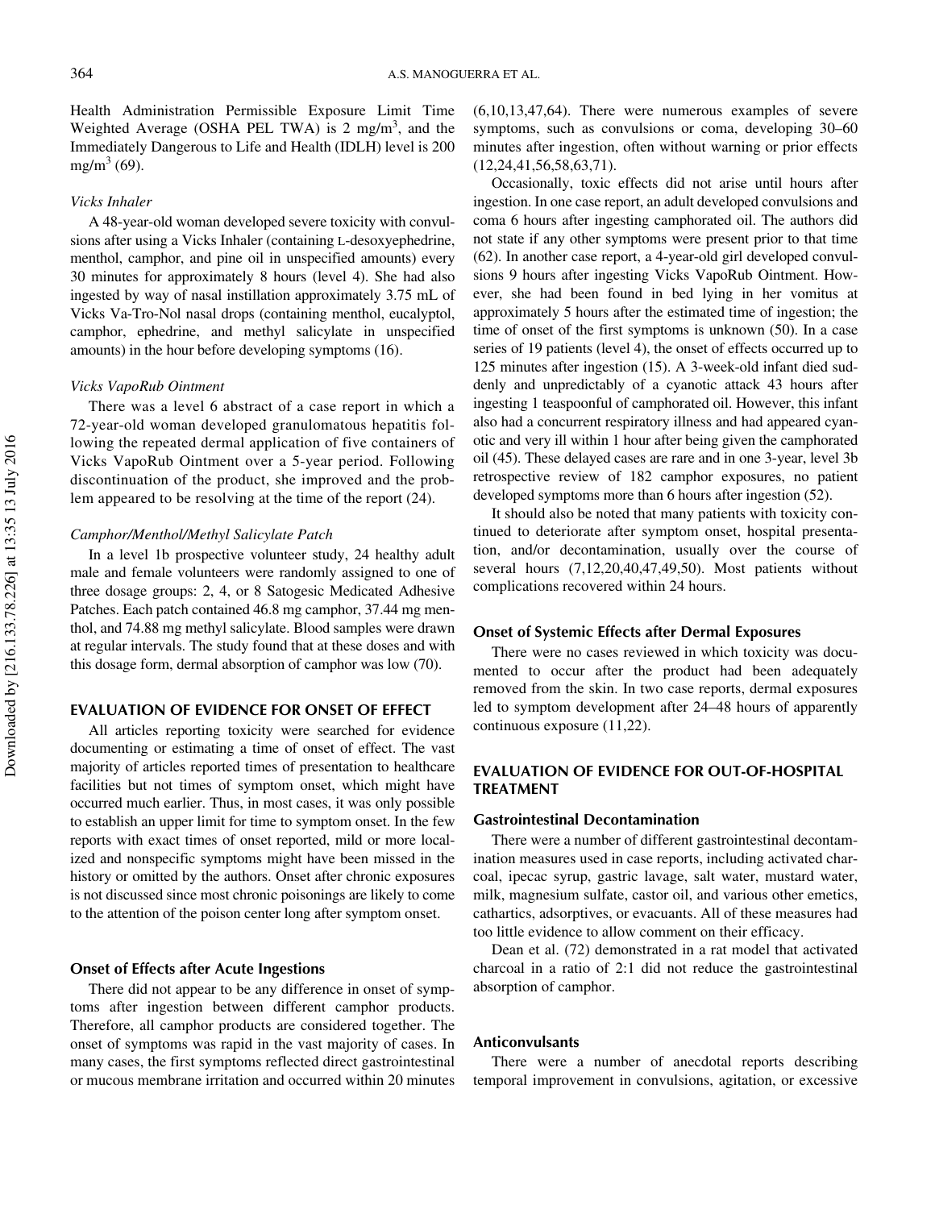Health Administration Permissible Exposure Limit Time Weighted Average (OSHA PEL TWA) is 2 mg/m$^3$, and the Immediately Dangerous to Life and Health (IDLH) level is 200 mg/m$^3$ (69).

*Vicks Inhaler*

A 48-year-old woman developed severe toxicity with convulsions after using a Vicks Inhaler (containing L-desoxyephedrine, menthol, camphor, and pine oil in unspecified amounts) every 30 minutes for approximately 8 hours (level 4). She had also ingested by way of nasal instillation approximately 3.75 mL of Vicks Va-Tro-Nol nasal drops (containing menthol, eucalyptol, camphor, ephedrine, and methyl salicylate in unspecified amounts) in the hour before developing symptoms (16).

*Vicks VapoRub Ointment*

There was a level 6 abstract of a case report in which a 72-year-old woman developed granulomatous hepatitis following the repeated dermal application of five containers of Vicks VapoRub Ointment over a 5-year period. Following discontinuation of the product, she improved and the problem appeared to be resolving at the time of the report (24).

*Camphor/Menthol/Methyl Salicylate Patch*

In a level 1b prospective volunteer study, 24 healthy adult male and female volunteers were randomly assigned to one of three dosage groups: 2, 4, or 8 Satogesic Medicated Adhesive Patches. Each patch contained 46.8 mg camphor, 37.44 mg menthol, and 74.88 mg methyl salicylate. Blood samples were drawn at regular intervals. The study found that at these doses and with this dosage form, dermal absorption of camphor was low (70).

## EVALUATION OF EVIDENCE FOR ONSET OF EFFECT

All articles reporting toxicity were searched for evidence documenting or estimating a time of onset of effect. The vast majority of articles reported times of presentation to healthcare facilities but not times of symptom onset, which might have occurred much earlier. Thus, in most cases, it was only possible to establish an upper limit for time to symptom onset. In the few reports with exact times of onset reported, mild or more localized and nonspecific symptoms might have been missed in the history or omitted by the authors. Onset after chronic exposures is not discussed since most chronic poisonings are likely to come to the attention of the poison center long after symptom onset.

### Onset of Effects after Acute Ingestions

There did not appear to be any difference in onset of symptoms after ingestion between different camphor products. Therefore, all camphor products are considered together. The onset of symptoms was rapid in the vast majority of cases. In many cases, the first symptoms reflected direct gastrointestinal or mucous membrane irritation and occurred within 20 minutes (6,10,13,47,64). There were numerous examples of severe symptoms, such as convulsions or coma, developing 30–60 minutes after ingestion, often without warning or prior effects (12,24,41,56,58,63,71).

Occasionally, toxic effects did not arise until hours after ingestion. In one case report, an adult developed convulsions and coma 6 hours after ingesting camphorated oil. The authors did not state if any other symptoms were present prior to that time (62). In another case report, a 4-year-old girl developed convulsions 9 hours after ingesting Vicks VapoRub Ointment. However, she had been found in bed lying in her vomitus at approximately 5 hours after the estimated time of ingestion; the time of onset of the first symptoms is unknown (50). In a case series of 19 patients (level 4), the onset of effects occurred up to 125 minutes after ingestion (15). A 3-week-old infant died suddenly and unpredictably of a cyanotic attack 43 hours after ingesting 1 teaspoonful of camphorated oil. However, this infant also had a concurrent respiratory illness and had appeared cyanotic and very ill within 1 hour after being given the camphorated oil (45). These delayed cases are rare and in one 3-year, level 3b retrospective review of 182 camphor exposures, no patient developed symptoms more than 6 hours after ingestion (52).

It should also be noted that many patients with toxicity continued to deteriorate after symptom onset, hospital presentation, and/or decontamination, usually over the course of several hours (7,12,20,40,47,49,50). Most patients without complications recovered within 24 hours.

### Onset of Systemic Effects after Dermal Exposures

There were no cases reviewed in which toxicity was documented to occur after the product had been adequately removed from the skin. In two case reports, dermal exposures led to symptom development after 24–48 hours of apparently continuous exposure (11,22).

## EVALUATION OF EVIDENCE FOR OUT-OF-HOSPITAL TREATMENT

### Gastrointestinal Decontamination

There were a number of different gastrointestinal decontamination measures used in case reports, including activated charcoal, ipecac syrup, gastric lavage, salt water, mustard water, milk, magnesium sulfate, castor oil, and various other emetics, cathartics, adsorptives, or evacuants. All of these measures had too little evidence to allow comment on their efficacy.

Dean et al. (72) demonstrated in a rat model that activated charcoal in a ratio of 2:1 did not reduce the gastrointestinal absorption of camphor.

### Anticonvulsants

There were a number of anecdotal reports describing temporal improvement in convulsions, agitation, or excessive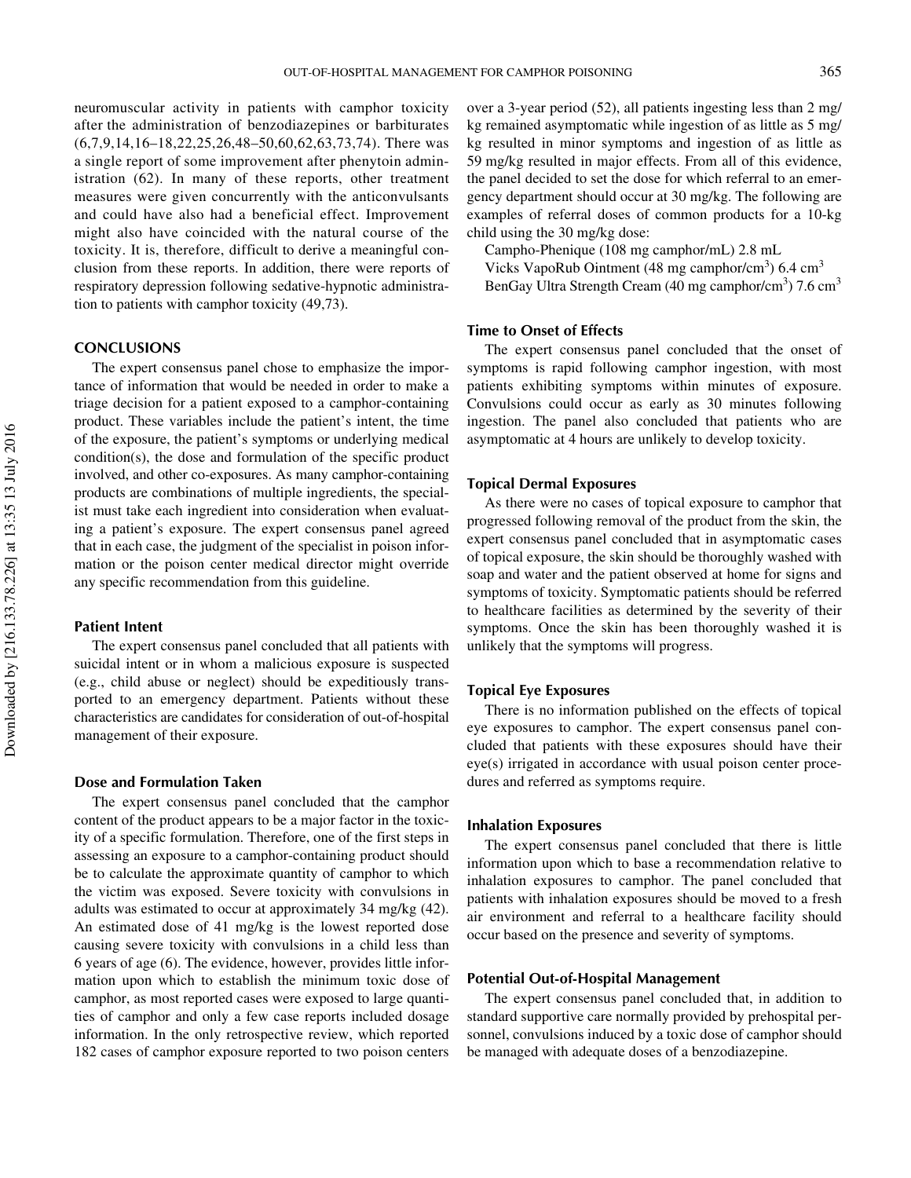neuromuscular activity in patients with camphor toxicity after the administration of benzodiazepines or barbiturates (6,7,9,14,16–18,22,25,26,48–50,60,62,63,73,74). There was a single report of some improvement after phenytoin administration (62). In many of these reports, other treatment measures were given concurrently with the anticonvulsants and could have also had a beneficial effect. Improvement might also have coincided with the natural course of the toxicity. It is, therefore, difficult to derive a meaningful conclusion from these reports. In addition, there were reports of respiratory depression following sedative-hypnotic administration to patients with camphor toxicity (49,73).

## CONCLUSIONS

The expert consensus panel chose to emphasize the importance of information that would be needed in order to make a triage decision for a patient exposed to a camphor-containing product. These variables include the patient's intent, the time of the exposure, the patient's symptoms or underlying medical condition(s), the dose and formulation of the specific product involved, and other co-exposures. As many camphor-containing products are combinations of multiple ingredients, the specialist must take each ingredient into consideration when evaluating a patient's exposure. The expert consensus panel agreed that in each case, the judgment of the specialist in poison information or the poison center medical director might override any specific recommendation from this guideline.

### Patient Intent

The expert consensus panel concluded that all patients with suicidal intent or in whom a malicious exposure is suspected (e.g., child abuse or neglect) should be expeditiously transported to an emergency department. Patients without these characteristics are candidates for consideration of out-of-hospital management of their exposure.

### Dose and Formulation Taken

The expert consensus panel concluded that the camphor content of the product appears to be a major factor in the toxicity of a specific formulation. Therefore, one of the first steps in assessing an exposure to a camphor-containing product should be to calculate the approximate quantity of camphor to which the victim was exposed. Severe toxicity with convulsions in adults was estimated to occur at approximately 34 mg/kg (42). An estimated dose of 41 mg/kg is the lowest reported dose causing severe toxicity with convulsions in a child less than 6 years of age (6). The evidence, however, provides little information upon which to establish the minimum toxic dose of camphor, as most reported cases were exposed to large quantities of camphor and only a few case reports included dosage information. In the only retrospective review, which reported 182 cases of camphor exposure reported to two poison centers over a 3-year period (52), all patients ingesting less than 2 mg/kg remained asymptomatic while ingestion of as little as 5 mg/kg resulted in minor symptoms and ingestion of as little as 59 mg/kg resulted in major effects. From all of this evidence, the panel decided to set the dose for which referral to an emergency department should occur at 30 mg/kg. The following are examples of referral doses of common products for a 10-kg child using the 30 mg/kg dose:

Campho-Phenique (108 mg camphor/mL) 2.8 mL
Vicks VapoRub Ointment (48 mg camphor/cm$^3$) 6.4 cm$^3$
BenGay Ultra Strength Cream (40 mg camphor/cm$^3$) 7.6 cm$^3$

### Time to Onset of Effects

The expert consensus panel concluded that the onset of symptoms is rapid following camphor ingestion, with most patients exhibiting symptoms within minutes of exposure. Convulsions could occur as early as 30 minutes following ingestion. The panel also concluded that patients who are asymptomatic at 4 hours are unlikely to develop toxicity.

### Topical Dermal Exposures

As there were no cases of topical exposure to camphor that progressed following removal of the product from the skin, the expert consensus panel concluded that in asymptomatic cases of topical exposure, the skin should be thoroughly washed with soap and water and the patient observed at home for signs and symptoms of toxicity. Symptomatic patients should be referred to healthcare facilities as determined by the severity of their symptoms. Once the skin has been thoroughly washed it is unlikely that the symptoms will progress.

### Topical Eye Exposures

There is no information published on the effects of topical eye exposures to camphor. The expert consensus panel concluded that patients with these exposures should have their eye(s) irrigated in accordance with usual poison center procedures and referred as symptoms require.

### Inhalation Exposures

The expert consensus panel concluded that there is little information upon which to base a recommendation relative to inhalation exposures to camphor. The panel concluded that patients with inhalation exposures should be moved to a fresh air environment and referral to a healthcare facility should occur based on the presence and severity of symptoms.

### Potential Out-of-Hospital Management

The expert consensus panel concluded that, in addition to standard supportive care normally provided by prehospital personnel, convulsions induced by a toxic dose of camphor should be managed with adequate doses of a benzodiazepine.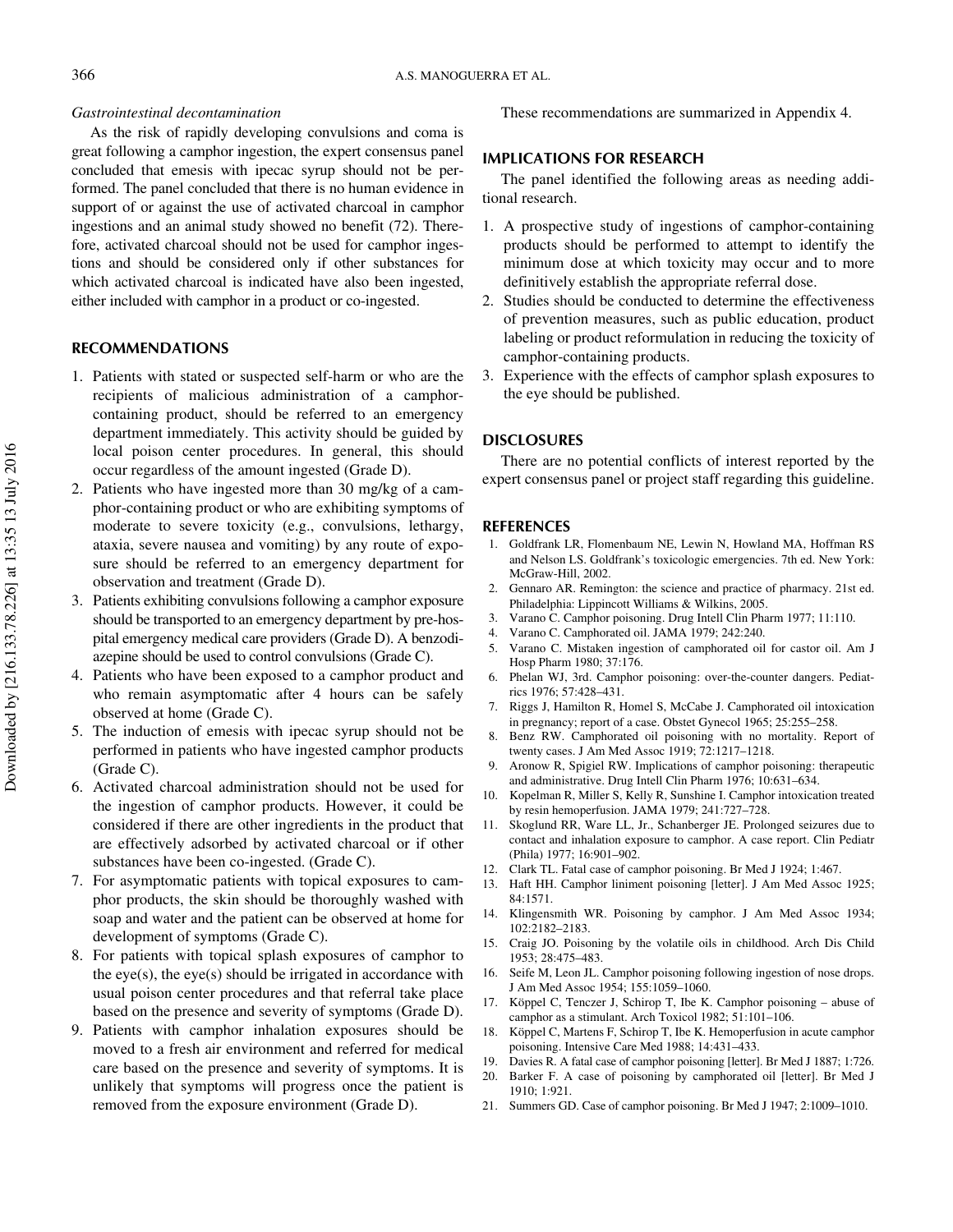*Gastrointestinal decontamination*

As the risk of rapidly developing convulsions and coma is great following a camphor ingestion, the expert consensus panel concluded that emesis with ipecac syrup should not be performed. The panel concluded that there is no human evidence in support of or against the use of activated charcoal in camphor ingestions and an animal study showed no benefit (72). Therefore, activated charcoal should not be used for camphor ingestions and should be considered only if other substances for which activated charcoal is indicated have also been ingested, either included with camphor in a product or co-ingested.

## RECOMMENDATIONS

1. Patients with stated or suspected self-harm or who are the recipients of malicious administration of a camphor-containing product, should be referred to an emergency department immediately. This activity should be guided by local poison center procedures. In general, this should occur regardless of the amount ingested (Grade D).
2. Patients who have ingested more than 30 mg/kg of a camphor-containing product or who are exhibiting symptoms of moderate to severe toxicity (e.g., convulsions, lethargy, ataxia, severe nausea and vomiting) by any route of exposure should be referred to an emergency department for observation and treatment (Grade D).
3. Patients exhibiting convulsions following a camphor exposure should be transported to an emergency department by pre-hospital emergency medical care providers (Grade D). A benzodiazepine should be used to control convulsions (Grade C).
4. Patients who have been exposed to a camphor product and who remain asymptomatic after 4 hours can be safely observed at home (Grade C).
5. The induction of emesis with ipecac syrup should not be performed in patients who have ingested camphor products (Grade C).
6. Activated charcoal administration should not be used for the ingestion of camphor products. However, it could be considered if there are other ingredients in the product that are effectively adsorbed by activated charcoal or if other substances have been co-ingested. (Grade C).
7. For asymptomatic patients with topical exposures to camphor products, the skin should be thoroughly washed with soap and water and the patient can be observed at home for development of symptoms (Grade C).
8. For patients with topical splash exposures of camphor to the eye(s), the eye(s) should be irrigated in accordance with usual poison center procedures and that referral take place based on the presence and severity of symptoms (Grade D).
9. Patients with camphor inhalation exposures should be moved to a fresh air environment and referred for medical care based on the presence and severity of symptoms. It is unlikely that symptoms will progress once the patient is removed from the exposure environment (Grade D).

These recommendations are summarized in Appendix 4.

## IMPLICATIONS FOR RESEARCH

The panel identified the following areas as needing additional research.

1. A prospective study of ingestions of camphor-containing products should be performed to attempt to identify the minimum dose at which toxicity may occur and to more definitively establish the appropriate referral dose.
2. Studies should be conducted to determine the effectiveness of prevention measures, such as public education, product labeling or product reformulation in reducing the toxicity of camphor-containing products.
3. Experience with the effects of camphor splash exposures to the eye should be published.

## DISCLOSURES

There are no potential conflicts of interest reported by the expert consensus panel or project staff regarding this guideline.

## REFERENCES

1. Goldfrank LR, Flomenbaum NE, Lewin N, Howland MA, Hoffman RS and Nelson LS. Goldfrank's toxicologic emergencies. 7th ed. New York: McGraw-Hill, 2002.
2. Gennaro AR. Remington: the science and practice of pharmacy. 21st ed. Philadelphia: Lippincott Williams & Wilkins, 2005.
3. Varano C. Camphor poisoning. Drug Intell Clin Pharm 1977; 11:110.
4. Varano C. Camphorated oil. JAMA 1979; 242:240.
5. Varano C. Mistaken ingestion of camphorated oil for castor oil. Am J Hosp Pharm 1980; 37:176.
6. Phelan WJ, 3rd. Camphor poisoning: over-the-counter dangers. Pediatrics 1976; 57:428–431.
7. Riggs J, Hamilton R, Homel S, McCabe J. Camphorated oil intoxication in pregnancy; report of a case. Obstet Gynecol 1965; 25:255–258.
8. Benz RW. Camphorated oil poisoning with no mortality. Report of twenty cases. J Am Med Assoc 1919; 72:1217–1218.
9. Aronow R, Spigiel RW. Implications of camphor poisoning: therapeutic and administrative. Drug Intell Clin Pharm 1976; 10:631–634.
10. Kopelman R, Miller S, Kelly R, Sunshine I. Camphor intoxication treated by resin hemoperfusion. JAMA 1979; 241:727–728.
11. Skoglund RR, Ware LL, Jr., Schanberger JE. Prolonged seizures due to contact and inhalation exposure to camphor. A case report. Clin Pediatr (Phila) 1977; 16:901–902.
12. Clark TL. Fatal case of camphor poisoning. Br Med J 1924; 1:467.
13. Haft HH. Camphor liniment poisoning [letter]. J Am Med Assoc 1925; 84:1571.
14. Klingensmith WR. Poisoning by camphor. J Am Med Assoc 1934; 102:2182–2183.
15. Craig JO. Poisoning by the volatile oils in childhood. Arch Dis Child 1953; 28:475–483.
16. Seife M, Leon JL. Camphor poisoning following ingestion of nose drops. J Am Med Assoc 1954; 155:1059–1060.
17. Köppel C, Tenczer J, Schirop T, Ibe K. Camphor poisoning – abuse of camphor as a stimulant. Arch Toxicol 1982; 51:101–106.
18. Köppel C, Martens F, Schirop T, Ibe K. Hemoperfusion in acute camphor poisoning. Intensive Care Med 1988; 14:431–433.
19. Davies R. A fatal case of camphor poisoning [letter]. Br Med J 1887; 1:726.
20. Barker F. A case of poisoning by camphorated oil [letter]. Br Med J 1910; 1:921.
21. Summers GD. Case of camphor poisoning. Br Med J 1947; 2:1009–1010.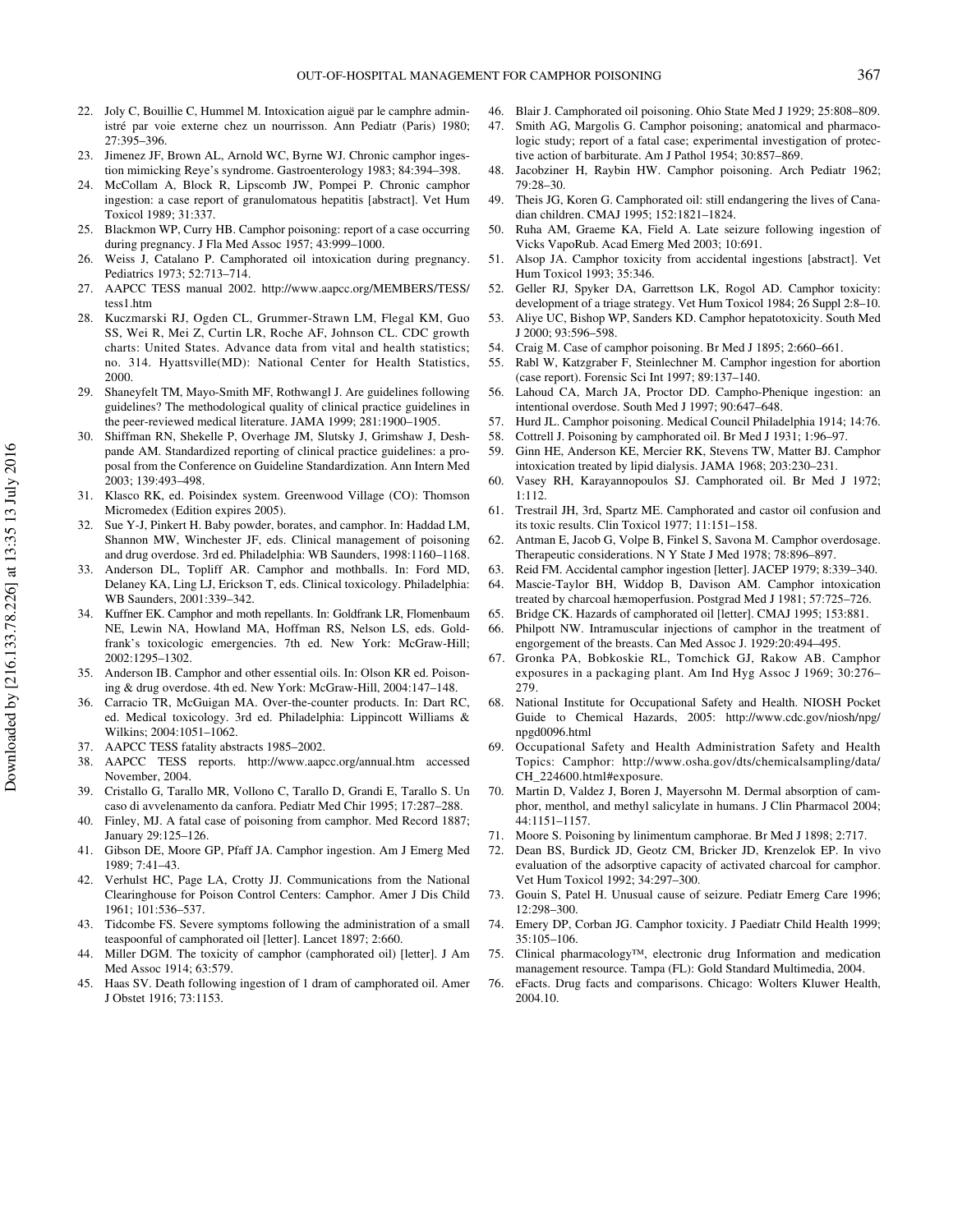22. Joly C, Bouillie C, Hummel M. Intoxication aiguë par le camphre administré par voie externe chez un nourrisson. Ann Pediatr (Paris) 1980; 27:395–396.
23. Jimenez JF, Brown AL, Arnold WC, Byrne WJ. Chronic camphor ingestion mimicking Reye's syndrome. Gastroenterology 1983; 84:394–398.
24. McCollam A, Block R, Lipscomb JW, Pompei P. Chronic camphor ingestion: a case report of granulomatous hepatitis [abstract]. Vet Hum Toxicol 1989; 31:337.
25. Blackmon WP, Curry HB. Camphor poisoning: report of a case occurring during pregnancy. J Fla Med Assoc 1957; 43:999–1000.
26. Weiss J, Catalano P. Camphorated oil intoxication during pregnancy. Pediatrics 1973; 52:713–714.
27. AAPCC TESS manual 2002. http://www.aapcc.org/MEMBERS/TESS/tess1.htm
28. Kuczmarski RJ, Ogden CL, Grummer-Strawn LM, Flegal KM, Guo SS, Wei R, Mei Z, Curtin LR, Roche AF, Johnson CL. CDC growth charts: United States. Advance data from vital and health statistics; no. 314. Hyattsville(MD): National Center for Health Statistics, 2000.
29. Shaneyfelt TM, Mayo-Smith MF, Rothwangl J. Are guidelines following guidelines? The methodological quality of clinical practice guidelines in the peer-reviewed medical literature. JAMA 1999; 281:1900–1905.
30. Shiffman RN, Shekelle P, Overhage JM, Slutsky J, Grimshaw J, Deshpande AM. Standardized reporting of clinical practice guidelines: a proposal from the Conference on Guideline Standardization. Ann Intern Med 2003; 139:493–498.
31. Klasco RK, ed. Poisindex system. Greenwood Village (CO): Thomson Micromedex (Edition expires 2005).
32. Sue Y-J, Pinkert H. Baby powder, borates, and camphor. In: Haddad LM, Shannon MW, Winchester JF, eds. Clinical management of poisoning and drug overdose. 3rd ed. Philadelphia: WB Saunders, 1998:1160–1168.
33. Anderson DL, Topliff AR. Camphor and mothballs. In: Ford MD, Delaney KA, Ling LJ, Erickson T, eds. Clinical toxicology. Philadelphia: WB Saunders, 2001:339–342.
34. Kuffner EK. Camphor and moth repellants. In: Goldfrank LR, Flomenbaum NE, Lewin NA, Howland MA, Hoffman RS, Nelson LS, eds. Goldfrank's toxicologic emergencies. 7th ed. New York: McGraw-Hill; 2002:1295–1302.
35. Anderson IB. Camphor and other essential oils. In: Olson KR ed. Poisoning & drug overdose. 4th ed. New York: McGraw-Hill, 2004:147–148.
36. Carracio TR, McGuigan MA. Over-the-counter products. In: Dart RC, ed. Medical toxicology. 3rd ed. Philadelphia: Lippincott Williams & Wilkins; 2004:1051–1062.
37. AAPCC TESS fatality abstracts 1985–2002.
38. AAPCC TESS reports. http://www.aapcc.org/annual.htm accessed November, 2004.
39. Cristallo G, Tarallo MR, Vollono C, Tarallo D, Grandi E, Tarallo S. Un caso di avvelenamento da canfora. Pediatr Med Chir 1995; 17:287–288.
40. Finley, MJ. A fatal case of poisoning from camphor. Med Record 1887; January 29:125–126.
41. Gibson DE, Moore GP, Pfaff JA. Camphor ingestion. Am J Emerg Med 1989; 7:41–43.
42. Verhulst HC, Page LA, Crotty JJ. Communications from the National Clearinghouse for Poison Control Centers: Camphor. Amer J Dis Child 1961; 101:536–537.
43. Tidcombe FS. Severe symptoms following the administration of a small teaspoonful of camphorated oil [letter]. Lancet 1897; 2:660.
44. Miller DGM. The toxicity of camphor (camphorated oil) [letter]. J Am Med Assoc 1914; 63:579.
45. Haas SV. Death following ingestion of 1 dram of camphorated oil. Amer J Obstet 1916; 73:1153.
46. Blair J. Camphorated oil poisoning. Ohio State Med J 1929; 25:808–809.
47. Smith AG, Margolis G. Camphor poisoning; anatomical and pharmacologic study; report of a fatal case; experimental investigation of protective action of barbiturate. Am J Pathol 1954; 30:857–869.
48. Jacobziner H, Raybin HW. Camphor poisoning. Arch Pediatr 1962; 79:28–30.
49. Theis JG, Koren G. Camphorated oil: still endangering the lives of Canadian children. CMAJ 1995; 152:1821–1824.
50. Ruha AM, Graeme KA, Field A. Late seizure following ingestion of Vicks VapoRub. Acad Emerg Med 2003; 10:691.
51. Alsop JA. Camphor toxicity from accidental ingestions [abstract]. Vet Hum Toxicol 1993; 35:346.
52. Geller RJ, Spyker DA, Garrettson LK, Rogol AD. Camphor toxicity: development of a triage strategy. Vet Hum Toxicol 1984; 26 Suppl 2:8–10.
53. Aliye UC, Bishop WP, Sanders KD. Camphor hepatotoxicity. South Med J 2000; 93:596–598.
54. Craig M. Case of camphor poisoning. Br Med J 1895; 2:660–661.
55. Rabl W, Katzgraber F, Steinlechner M. Camphor ingestion for abortion (case report). Forensic Sci Int 1997; 89:137–140.
56. Lahoud CA, March JA, Proctor DD. Campho-Phenique ingestion: an intentional overdose. South Med J 1997; 90:647–648.
57. Hurd JL. Camphor poisoning. Medical Council Philadelphia 1914; 14:76.
58. Cottrell J. Poisoning by camphorated oil. Br Med J 1931; 1:96–97.
59. Ginn HE, Anderson KE, Mercier RK, Stevens TW, Matter BJ. Camphor intoxication treated by lipid dialysis. JAMA 1968; 203:230–231.
60. Vasey RH, Karayannopoulos SJ. Camphorated oil. Br Med J 1972; 1:112.
61. Trestrail JH, 3rd, Spartz ME. Camphorated and castor oil confusion and its toxic results. Clin Toxicol 1977; 11:151–158.
62. Antman E, Jacob G, Volpe B, Finkel S, Savona M. Camphor overdosage. Therapeutic considerations. N Y State J Med 1978; 78:896–897.
63. Reid FM. Accidental camphor ingestion [letter]. JACEP 1979; 8:339–340.
64. Mascie-Taylor BH, Widdop B, Davison AM. Camphor intoxication treated by charcoal hæmoperfusion. Postgrad Med J 1981; 57:725–726.
65. Bridge CK. Hazards of camphorated oil [letter]. CMAJ 1995; 153:881.
66. Philpott NW. Intramuscular injections of camphor in the treatment of engorgement of the breasts. Can Med Assoc J. 1929:20:494–495.
67. Gronka PA, Bobkoskie RL, Tomchick GJ, Rakow AB. Camphor exposures in a packaging plant. Am Ind Hyg Assoc J 1969; 30:276–279.
68. National Institute for Occupational Safety and Health. NIOSH Pocket Guide to Chemical Hazards, 2005: http://www.cdc.gov/niosh/npg/npgd0096.html
69. Occupational Safety and Health Administration Safety and Health Topics: Camphor: http://www.osha.gov/dts/chemicalsampling/data/CH_224600.html#exposure.
70. Martin D, Valdez J, Boren J, Mayersohn M. Dermal absorption of camphor, menthol, and methyl salicylate in humans. J Clin Pharmacol 2004; 44:1151–1157.
71. Moore S. Poisoning by linimentum camphorae. Br Med J 1898; 2:717.
72. Dean BS, Burdick JD, Geotz CM, Bricker JD, Krenzelok EP. In vivo evaluation of the adsorptive capacity of activated charcoal for camphor. Vet Hum Toxicol 1992; 34:297–300.
73. Gouin S, Patel H. Unusual cause of seizure. Pediatr Emerg Care 1996; 12:298–300.
74. Emery DP, Corban JG. Camphor toxicity. J Paediatr Child Health 1999; 35:105–106.
75. Clinical pharmacology™, electronic drug Information and medication management resource. Tampa (FL): Gold Standard Multimedia, 2004.
76. eFacts. Drug facts and comparisons. Chicago: Wolters Kluwer Health, 2004.10.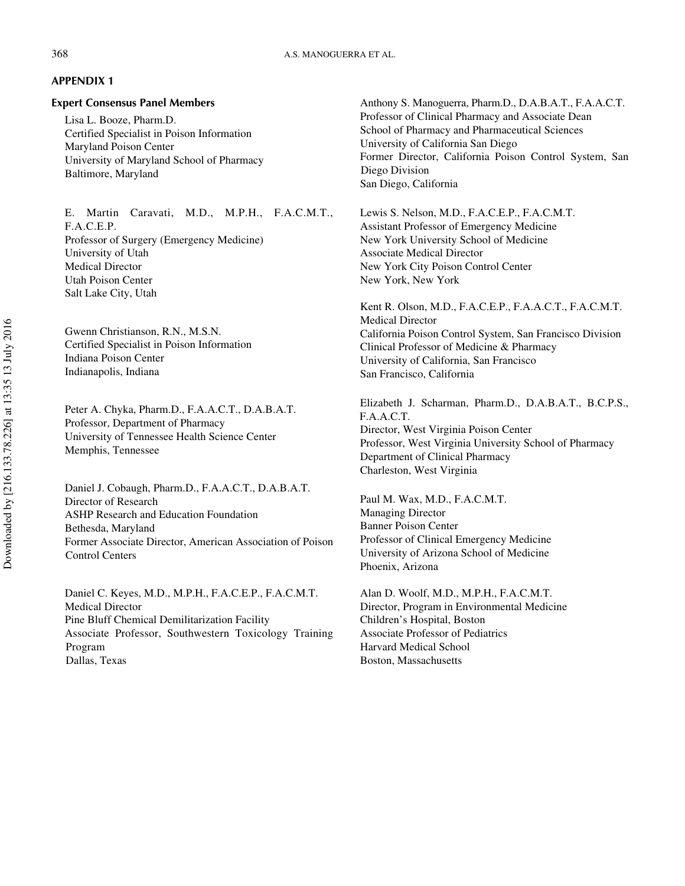## APPENDIX 1

### Expert Consensus Panel Members

Lisa L. Booze, Pharm.D.
Certified Specialist in Poison Information
Maryland Poison Center
University of Maryland School of Pharmacy
Baltimore, Maryland

E. Martin Caravati, M.D., M.P.H., F.A.C.M.T., F.A.C.E.P.
Professor of Surgery (Emergency Medicine)
University of Utah
Medical Director
Utah Poison Center
Salt Lake City, Utah

Gwenn Christianson, R.N., M.S.N.
Certified Specialist in Poison Information
Indiana Poison Center
Indianapolis, Indiana

Peter A. Chyka, Pharm.D., F.A.A.C.T., D.A.B.A.T.
Professor, Department of Pharmacy
University of Tennessee Health Science Center
Memphis, Tennessee

Daniel J. Cobaugh, Pharm.D., F.A.A.C.T., D.A.B.A.T.
Director of Research
ASHP Research and Education Foundation
Bethesda, Maryland
Former Associate Director, American Association of Poison Control Centers

Daniel C. Keyes, M.D., M.P.H., F.A.C.E.P., F.A.C.M.T.
Medical Director
Pine Bluff Chemical Demilitarization Facility
Associate Professor, Southwestern Toxicology Training Program
Dallas, Texas

Anthony S. Manoguerra, Pharm.D., D.A.B.A.T., F.A.A.C.T.
Professor of Clinical Pharmacy and Associate Dean
School of Pharmacy and Pharmaceutical Sciences
University of California San Diego
Former Director, California Poison Control System, San Diego Division
San Diego, California

Lewis S. Nelson, M.D., F.A.C.E.P., F.A.C.M.T.
Assistant Professor of Emergency Medicine
New York University School of Medicine
Associate Medical Director
New York City Poison Control Center
New York, New York

Kent R. Olson, M.D., F.A.C.E.P., F.A.A.C.T., F.A.C.M.T.
Medical Director
California Poison Control System, San Francisco Division
Clinical Professor of Medicine & Pharmacy
University of California, San Francisco
San Francisco, California

Elizabeth J. Scharman, Pharm.D., D.A.B.A.T., B.C.P.S., F.A.A.C.T.
Director, West Virginia Poison Center
Professor, West Virginia University School of Pharmacy
Department of Clinical Pharmacy
Charleston, West Virginia

Paul M. Wax, M.D., F.A.C.M.T.
Managing Director
Banner Poison Center
Professor of Clinical Emergency Medicine
University of Arizona School of Medicine
Phoenix, Arizona

Alan D. Woolf, M.D., M.P.H., F.A.C.M.T.
Director, Program in Environmental Medicine
Children's Hospital, Boston
Associate Professor of Pediatrics
Harvard Medical School
Boston, Massachusetts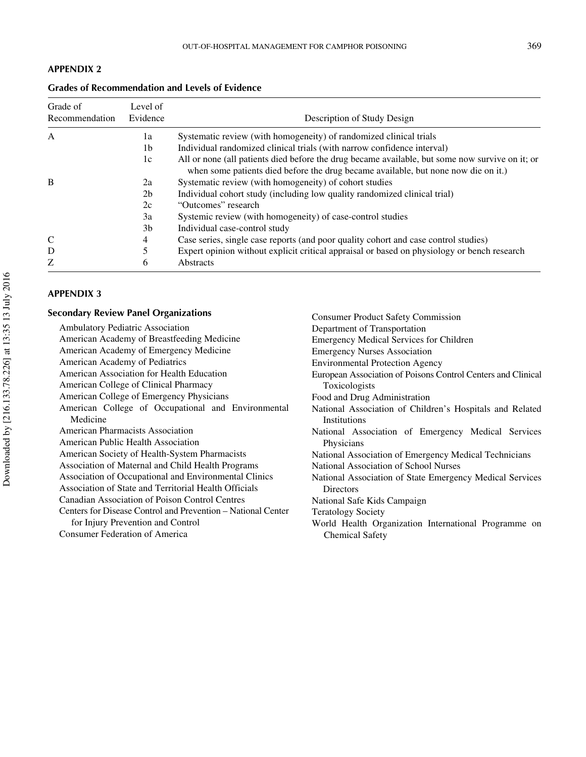## APPENDIX 2

### Grades of Recommendation and Levels of Evidence

| Grade of Recommendation | Level of Evidence | Description of Study Design |
|---|---|---|
| A | 1a | Systematic review (with homogeneity) of randomized clinical trials |
| | 1b | Individual randomized clinical trials (with narrow confidence interval) |
| | 1c | All or none (all patients died before the drug became available, but some now survive on it; or when some patients died before the drug became available, but none now die on it.) |
| B | 2a | Systematic review (with homogeneity) of cohort studies |
| | 2b | Individual cohort study (including low quality randomized clinical trial) |
| | 2c | "Outcomes" research |
| | 3a | Systemic review (with homogeneity) of case-control studies |
| | 3b | Individual case-control study |
| C | 4 | Case series, single case reports (and poor quality cohort and case control studies) |
| D | 5 | Expert opinion without explicit critical appraisal or based on physiology or bench research |
| Z | 6 | Abstracts |

## APPENDIX 3

### Secondary Review Panel Organizations

Ambulatory Pediatric Association
American Academy of Breastfeeding Medicine
American Academy of Emergency Medicine
American Academy of Pediatrics
American Association for Health Education
American College of Clinical Pharmacy
American College of Emergency Physicians
American College of Occupational and Environmental Medicine
American Pharmacists Association
American Public Health Association
American Society of Health-System Pharmacists
Association of Maternal and Child Health Programs
Association of Occupational and Environmental Clinics
Association of State and Territorial Health Officials
Canadian Association of Poison Control Centres
Centers for Disease Control and Prevention – National Center for Injury Prevention and Control
Consumer Federation of America
Consumer Product Safety Commission
Department of Transportation
Emergency Medical Services for Children
Emergency Nurses Association
Environmental Protection Agency
European Association of Poisons Control Centers and Clinical Toxicologists
Food and Drug Administration
National Association of Children's Hospitals and Related Institutions
National Association of Emergency Medical Services Physicians
National Association of Emergency Medical Technicians
National Association of School Nurses
National Association of State Emergency Medical Services Directors
National Safe Kids Campaign
Teratology Society
World Health Organization International Programme on Chemical Safety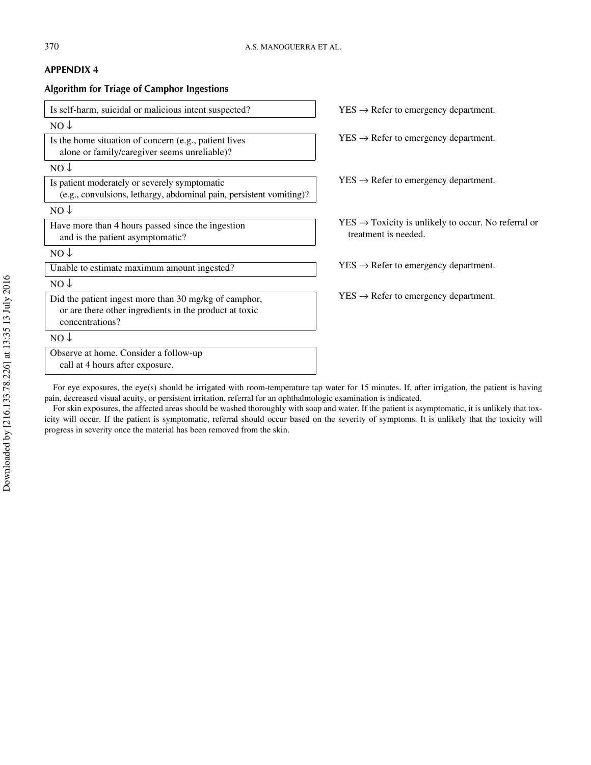## APPENDIX 4

### Algorithm for Triage of Camphor Ingestions

| | |
|---|---|
| Is self-harm, suicidal or malicious intent suspected? | YES → Refer to emergency department. |
| NO ↓ | |
| Is the home situation of concern (e.g., patient lives alone or family/caregiver seems unreliable)? | YES → Refer to emergency department. |
| NO ↓ | |
| Is patient moderately or severely symptomatic (e.g., convulsions, lethargy, abdominal pain, persistent vomiting)? | YES → Refer to emergency department. |
| NO ↓ | |
| Have more than 4 hours passed since the ingestion and is the patient asymptomatic? | YES → Toxicity is unlikely to occur. No referral or treatment is needed. |
| NO ↓ | |
| Unable to estimate maximum amount ingested? | YES → Refer to emergency department. |
| NO ↓ | |
| Did the patient ingest more than 30 mg/kg of camphor, or are there other ingredients in the product at toxic concentrations? | YES → Refer to emergency department. |
| NO ↓ | |
| Observe at home. Consider a follow-up call at 4 hours after exposure. | |

For eye exposures, the eye(s) should be irrigated with room-temperature tap water for 15 minutes. If, after irrigation, the patient is having pain, decreased visual acuity, or persistent irritation, referral for an ophthalmologic examination is indicated.

For skin exposures, the affected areas should be washed thoroughly with soap and water. If the patient is asymptomatic, it is unlikely that toxicity will occur. If the patient is symptomatic, referral should occur based on the severity of symptoms. It is unlikely that the toxicity will progress in severity once the material has been removed from the skin.